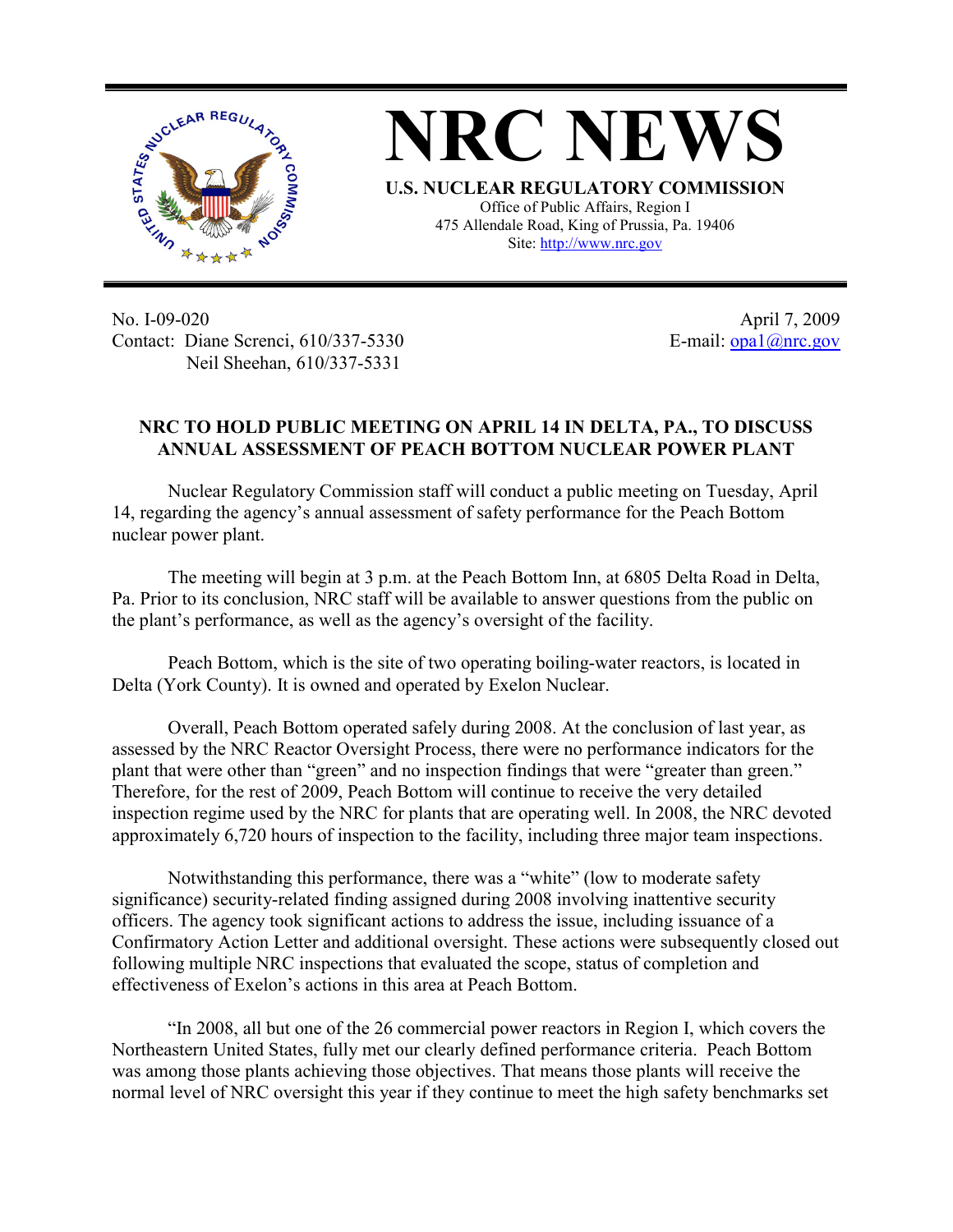# NRC NEWS

**U.S. NUCLEAR REGULATORY COMMISSION**
Office of Public Affairs, Region I
475 Allendale Road, King of Prussia, Pa. 19406
Site: http://www.nrc.gov

No. I-09-020
Contact: Diane Screnci, 610/337-5330
Neil Sheehan, 610/337-5331

April 7, 2009
E-mail: opa1@nrc.gov

## NRC TO HOLD PUBLIC MEETING ON APRIL 14 IN DELTA, PA., TO DISCUSS ANNUAL ASSESSMENT OF PEACH BOTTOM NUCLEAR POWER PLANT

Nuclear Regulatory Commission staff will conduct a public meeting on Tuesday, April 14, regarding the agency's annual assessment of safety performance for the Peach Bottom nuclear power plant.

The meeting will begin at 3 p.m. at the Peach Bottom Inn, at 6805 Delta Road in Delta, Pa. Prior to its conclusion, NRC staff will be available to answer questions from the public on the plant's performance, as well as the agency's oversight of the facility.

Peach Bottom, which is the site of two operating boiling-water reactors, is located in Delta (York County). It is owned and operated by Exelon Nuclear.

Overall, Peach Bottom operated safely during 2008. At the conclusion of last year, as assessed by the NRC Reactor Oversight Process, there were no performance indicators for the plant that were other than "green" and no inspection findings that were "greater than green." Therefore, for the rest of 2009, Peach Bottom will continue to receive the very detailed inspection regime used by the NRC for plants that are operating well. In 2008, the NRC devoted approximately 6,720 hours of inspection to the facility, including three major team inspections.

Notwithstanding this performance, there was a "white" (low to moderate safety significance) security-related finding assigned during 2008 involving inattentive security officers. The agency took significant actions to address the issue, including issuance of a Confirmatory Action Letter and additional oversight. These actions were subsequently closed out following multiple NRC inspections that evaluated the scope, status of completion and effectiveness of Exelon's actions in this area at Peach Bottom.

"In 2008, all but one of the 26 commercial power reactors in Region I, which covers the Northeastern United States, fully met our clearly defined performance criteria. Peach Bottom was among those plants achieving those objectives. That means those plants will receive the normal level of NRC oversight this year if they continue to meet the high safety benchmarks set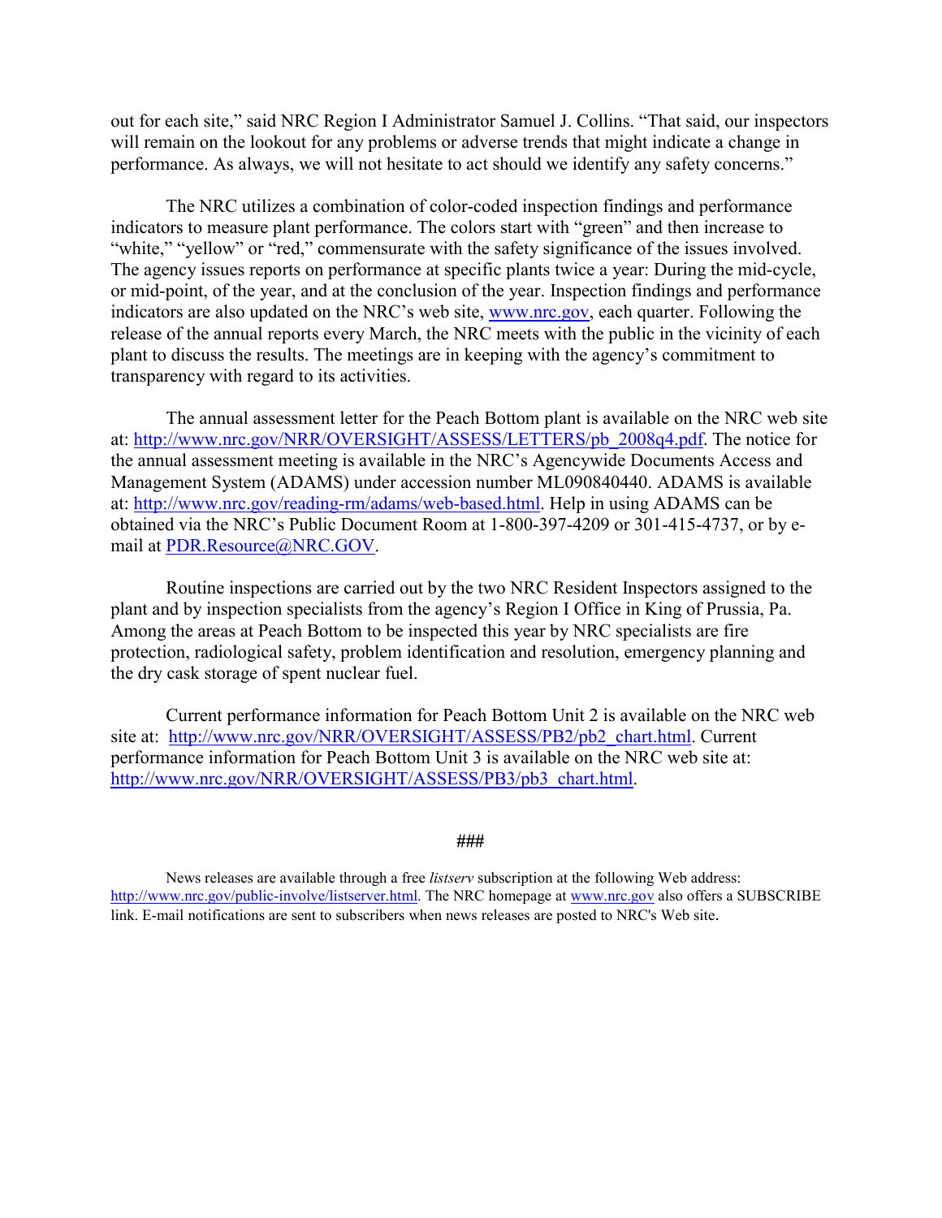out for each site," said NRC Region I Administrator Samuel J. Collins. "That said, our inspectors will remain on the lookout for any problems or adverse trends that might indicate a change in performance. As always, we will not hesitate to act should we identify any safety concerns."

The NRC utilizes a combination of color-coded inspection findings and performance indicators to measure plant performance. The colors start with "green" and then increase to "white," "yellow" or "red," commensurate with the safety significance of the issues involved. The agency issues reports on performance at specific plants twice a year: During the mid-cycle, or mid-point, of the year, and at the conclusion of the year. Inspection findings and performance indicators are also updated on the NRC's web site, www.nrc.gov, each quarter. Following the release of the annual reports every March, the NRC meets with the public in the vicinity of each plant to discuss the results. The meetings are in keeping with the agency's commitment to transparency with regard to its activities.

The annual assessment letter for the Peach Bottom plant is available on the NRC web site at: http://www.nrc.gov/NRR/OVERSIGHT/ASSESS/LETTERS/pb_2008q4.pdf. The notice for the annual assessment meeting is available in the NRC's Agencywide Documents Access and Management System (ADAMS) under accession number ML090840440. ADAMS is available at: http://www.nrc.gov/reading-rm/adams/web-based.html. Help in using ADAMS can be obtained via the NRC's Public Document Room at 1-800-397-4209 or 301-415-4737, or by e-mail at PDR.Resource@NRC.GOV.

Routine inspections are carried out by the two NRC Resident Inspectors assigned to the plant and by inspection specialists from the agency's Region I Office in King of Prussia, Pa. Among the areas at Peach Bottom to be inspected this year by NRC specialists are fire protection, radiological safety, problem identification and resolution, emergency planning and the dry cask storage of spent nuclear fuel.

Current performance information for Peach Bottom Unit 2 is available on the NRC web site at: http://www.nrc.gov/NRR/OVERSIGHT/ASSESS/PB2/pb2_chart.html. Current performance information for Peach Bottom Unit 3 is available on the NRC web site at: http://www.nrc.gov/NRR/OVERSIGHT/ASSESS/PB3/pb3_chart.html.

###

News releases are available through a free *listserv* subscription at the following Web address: http://www.nrc.gov/public-involve/listserver.html. The NRC homepage at www.nrc.gov also offers a SUBSCRIBE link. E-mail notifications are sent to subscribers when news releases are posted to NRC's Web site.